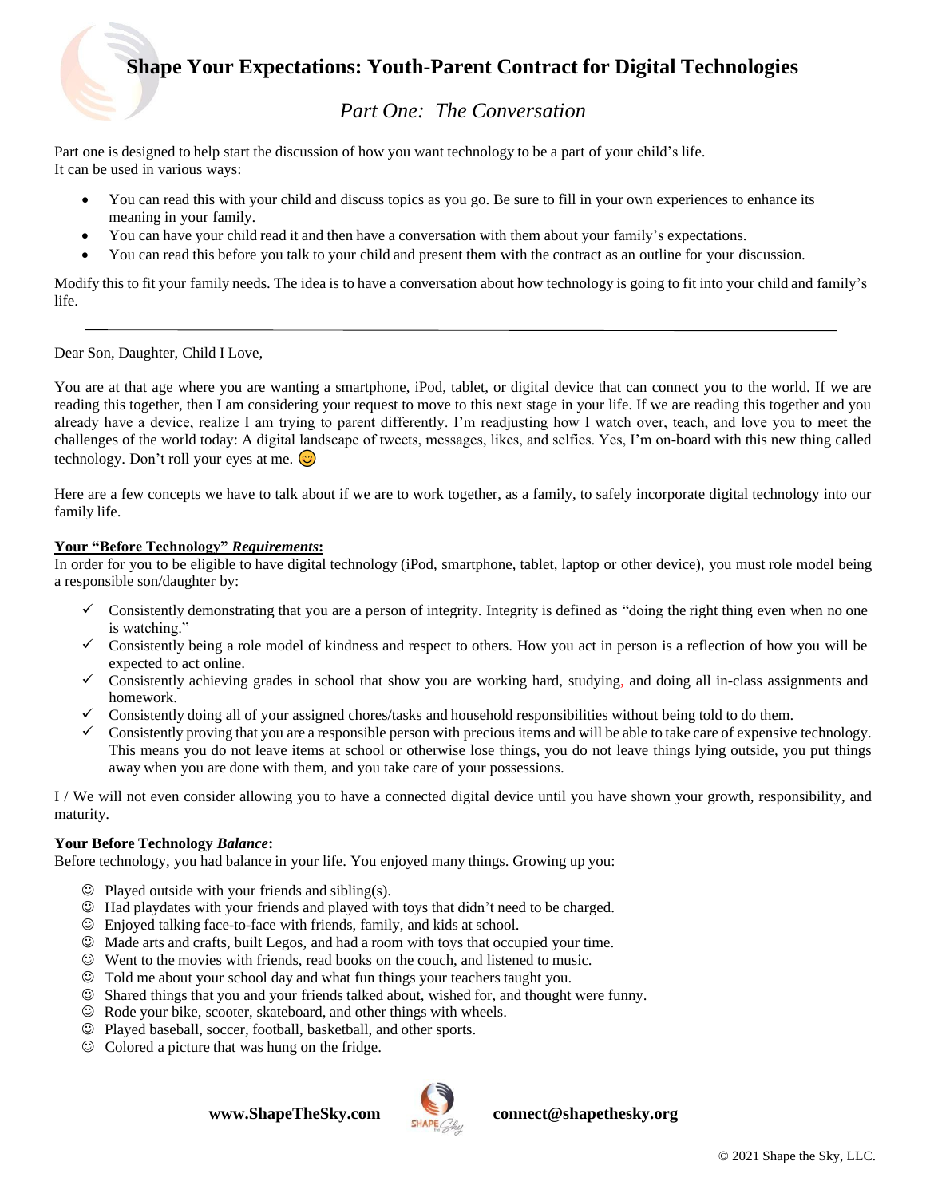# Shape Your Expectations: Youth-Parent Contract for Digital Technologies

## *Part One: The Conversation*

Part one is designed to help start the discussion of how you want technology to be a part of your child's life.
It can be used in various ways:

- You can read this with your child and discuss topics as you go. Be sure to fill in your own experiences to enhance its meaning in your family.
- You can have your child read it and then have a conversation with them about your family's expectations.
- You can read this before you talk to your child and present them with the contract as an outline for your discussion.

Modify this to fit your family needs. The idea is to have a conversation about how technology is going to fit into your child and family's life.

---

Dear Son, Daughter, Child I Love,

You are at that age where you are wanting a smartphone, iPod, tablet, or digital device that can connect you to the world. If we are reading this together, then I am considering your request to move to this next stage in your life. If we are reading this together and you already have a device, realize I am trying to parent differently. I'm readjusting how I watch over, teach, and love you to meet the challenges of the world today: A digital landscape of tweets, messages, likes, and selfies. Yes, I'm on-board with this new thing called technology. Don't roll your eyes at me. 😊

Here are a few concepts we have to talk about if we are to work together, as a family, to safely incorporate digital technology into our family life.

**Your "Before Technology" *Requirements*:**
In order for you to be eligible to have digital technology (iPod, smartphone, tablet, laptop or other device), you must role model being a responsible son/daughter by:

- ✓ Consistently demonstrating that you are a person of integrity. Integrity is defined as "doing the right thing even when no one is watching."
- ✓ Consistently being a role model of kindness and respect to others. How you act in person is a reflection of how you will be expected to act online.
- ✓ Consistently achieving grades in school that show you are working hard, studying, and doing all in-class assignments and homework.
- ✓ Consistently doing all of your assigned chores/tasks and household responsibilities without being told to do them.
- ✓ Consistently proving that you are a responsible person with precious items and will be able to take care of expensive technology. This means you do not leave items at school or otherwise lose things, you do not leave things lying outside, you put things away when you are done with them, and you take care of your possessions.

I / We will not even consider allowing you to have a connected digital device until you have shown your growth, responsibility, and maturity.

**Your Before Technology *Balance*:**
Before technology, you had balance in your life. You enjoyed many things. Growing up you:

- ☺ Played outside with your friends and sibling(s).
- ☺ Had playdates with your friends and played with toys that didn't need to be charged.
- ☺ Enjoyed talking face-to-face with friends, family, and kids at school.
- ☺ Made arts and crafts, built Legos, and had a room with toys that occupied your time.
- ☺ Went to the movies with friends, read books on the couch, and listened to music.
- ☺ Told me about your school day and what fun things your teachers taught you.
- ☺ Shared things that you and your friends talked about, wished for, and thought were funny.
- ☺ Rode your bike, scooter, skateboard, and other things with wheels.
- ☺ Played baseball, soccer, football, basketball, and other sports.
- ☺ Colored a picture that was hung on the fridge.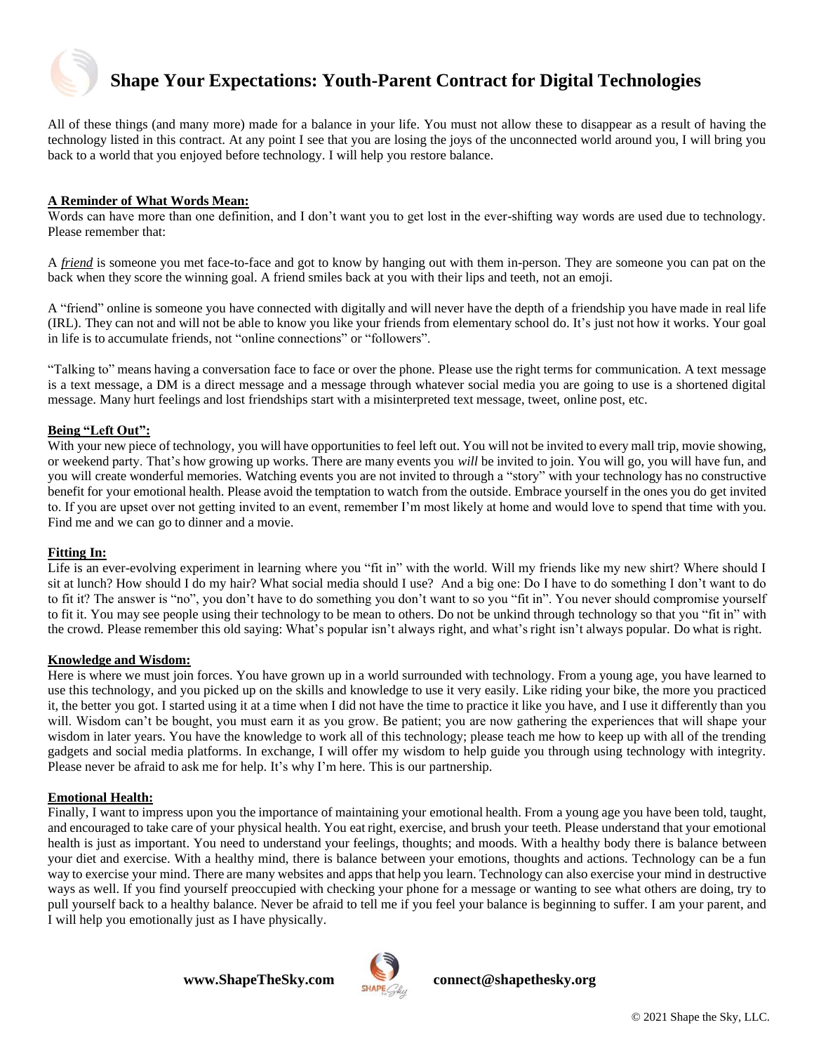# Shape Your Expectations: Youth-Parent Contract for Digital Technologies

All of these things (and many more) made for a balance in your life. You must not allow these to disappear as a result of having the technology listed in this contract. At any point I see that you are losing the joys of the unconnected world around you, I will bring you back to a world that you enjoyed before technology. I will help you restore balance.

**A Reminder of What Words Mean:**

Words can have more than one definition, and I don't want you to get lost in the ever-shifting way words are used due to technology. Please remember that:

A ***friend*** is someone you met face-to-face and got to know by hanging out with them in-person. They are someone you can pat on the back when they score the winning goal. A friend smiles back at you with their lips and teeth, not an emoji.

A "friend" online is someone you have connected with digitally and will never have the depth of a friendship you have made in real life (IRL). They can not and will not be able to know you like your friends from elementary school do. It's just not how it works. Your goal in life is to accumulate friends, not "online connections" or "followers".

"Talking to" means having a conversation face to face or over the phone. Please use the right terms for communication. A text message is a text message, a DM is a direct message and a message through whatever social media you are going to use is a shortened digital message. Many hurt feelings and lost friendships start with a misinterpreted text message, tweet, online post, etc.

**Being "Left Out":**

With your new piece of technology, you will have opportunities to feel left out. You will not be invited to every mall trip, movie showing, or weekend party. That's how growing up works. There are many events you *will* be invited to join. You will go, you will have fun, and you will create wonderful memories. Watching events you are not invited to through a "story" with your technology has no constructive benefit for your emotional health. Please avoid the temptation to watch from the outside. Embrace yourself in the ones you do get invited to. If you are upset over not getting invited to an event, remember I'm most likely at home and would love to spend that time with you. Find me and we can go to dinner and a movie.

**Fitting In:**

Life is an ever-evolving experiment in learning where you "fit in" with the world. Will my friends like my new shirt? Where should I sit at lunch? How should I do my hair? What social media should I use? And a big one: Do I have to do something I don't want to do to fit it? The answer is "no", you don't have to do something you don't want to so you "fit in". You never should compromise yourself to fit it. You may see people using their technology to be mean to others. Do not be unkind through technology so that you "fit in" with the crowd. Please remember this old saying: What's popular isn't always right, and what's right isn't always popular. Do what is right.

**Knowledge and Wisdom:**

Here is where we must join forces. You have grown up in a world surrounded with technology. From a young age, you have learned to use this technology, and you picked up on the skills and knowledge to use it very easily. Like riding your bike, the more you practiced it, the better you got. I started using it at a time when I did not have the time to practice it like you have, and I use it differently than you will. Wisdom can't be bought, you must earn it as you grow. Be patient; you are now gathering the experiences that will shape your wisdom in later years. You have the knowledge to work all of this technology; please teach me how to keep up with all of the trending gadgets and social media platforms. In exchange, I will offer my wisdom to help guide you through using technology with integrity. Please never be afraid to ask me for help. It's why I'm here. This is our partnership.

**Emotional Health:**

Finally, I want to impress upon you the importance of maintaining your emotional health. From a young age you have been told, taught, and encouraged to take care of your physical health. You eat right, exercise, and brush your teeth. Please understand that your emotional health is just as important. You need to understand your feelings, thoughts; and moods. With a healthy body there is balance between your diet and exercise. With a healthy mind, there is balance between your emotions, thoughts and actions. Technology can be a fun way to exercise your mind. There are many websites and apps that help you learn. Technology can also exercise your mind in destructive ways as well. If you find yourself preoccupied with checking your phone for a message or wanting to see what others are doing, try to pull yourself back to a healthy balance. Never be afraid to tell me if you feel your balance is beginning to suffer. I am your parent, and I will help you emotionally just as I have physically.

**www.ShapeTheSky.com** **connect@shapethesky.org**

© 2021 Shape the Sky, LLC.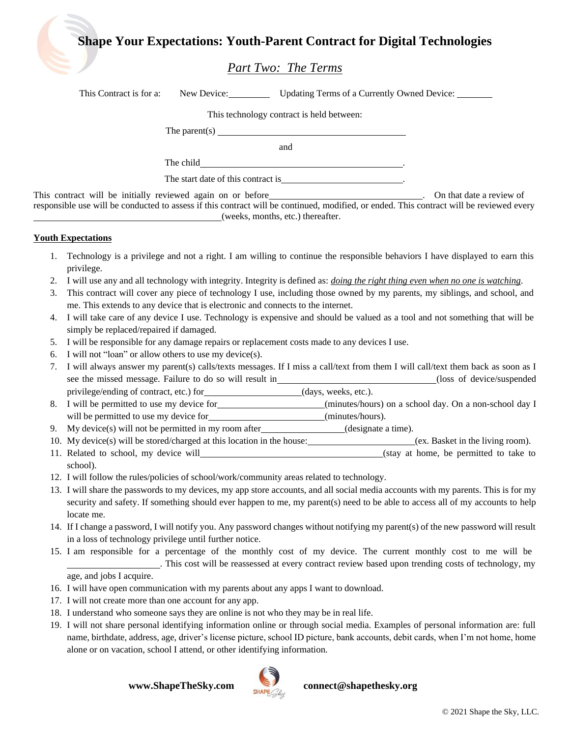# Shape Your Expectations: Youth-Parent Contract for Digital Technologies

## *Part Two: The Terms*

This Contract is for a: New Device:_________ Updating Terms of a Currently Owned Device: ________

This technology contract is held between:

The parent(s) ________________________________________

and

The child ________________________________________.

The start date of this contract is__________________________.

This contract will be initially reviewed again on or before________________________________. On that date a review of responsible use will be conducted to assess if this contract will be continued, modified, or ended. This contract will be reviewed every ________________________________________(weeks, months, etc.) thereafter.

**Youth Expectations**

1. Technology is a privilege and not a right. I am willing to continue the responsible behaviors I have displayed to earn this privilege.
2. I will use any and all technology with integrity. Integrity is defined as: *doing the right thing even when no one is watching*.
3. This contract will cover any piece of technology I use, including those owned by my parents, my siblings, and school, and me. This extends to any device that is electronic and connects to the internet.
4. I will take care of any device I use. Technology is expensive and should be valued as a tool and not something that will be simply be replaced/repaired if damaged.
5. I will be responsible for any damage repairs or replacement costs made to any devices I use.
6. I will not "loan" or allow others to use my device(s).
7. I will always answer my parent(s) calls/texts messages. If I miss a call/text from them I will call/text them back as soon as I see the missed message. Failure to do so will result in__________________________________(loss of device/suspended privilege/ending of contract, etc.) for____________________(days, weeks, etc.).
8. I will be permitted to use my device for______________________(minutes/hours) on a school day. On a non-school day I will be permitted to use my device for________________________(minutes/hours).
9. My device(s) will not be permitted in my room after_________________(designate a time).
10. My device(s) will be stored/charged at this location in the house:_______________________(ex. Basket in the living room).
11. Related to school, my device will________________________________________(stay at home, be permitted to take to school).
12. I will follow the rules/policies of school/work/community areas related to technology.
13. I will share the passwords to my devices, my app store accounts, and all social media accounts with my parents. This is for my security and safety. If something should ever happen to me, my parent(s) need to be able to access all of my accounts to help locate me.
14. If I change a password, I will notify you. Any password changes without notifying my parent(s) of the new password will result in a loss of technology privilege until further notice.
15. I am responsible for a percentage of the monthly cost of my device. The current monthly cost to me will be ____________________. This cost will be reassessed at every contract review based upon trending costs of technology, my age, and jobs I acquire.
16. I will have open communication with my parents about any apps I want to download.
17. I will not create more than one account for any app.
18. I understand who someone says they are online is not who they may be in real life.
19. I will not share personal identifying information online or through social media. Examples of personal information are: full name, birthdate, address, age, driver's license picture, school ID picture, bank accounts, debit cards, when I'm not home, home alone or on vacation, school I attend, or other identifying information.

**www.ShapeTheSky.com** **connect@shapethesky.org**

© 2021 Shape the Sky, LLC.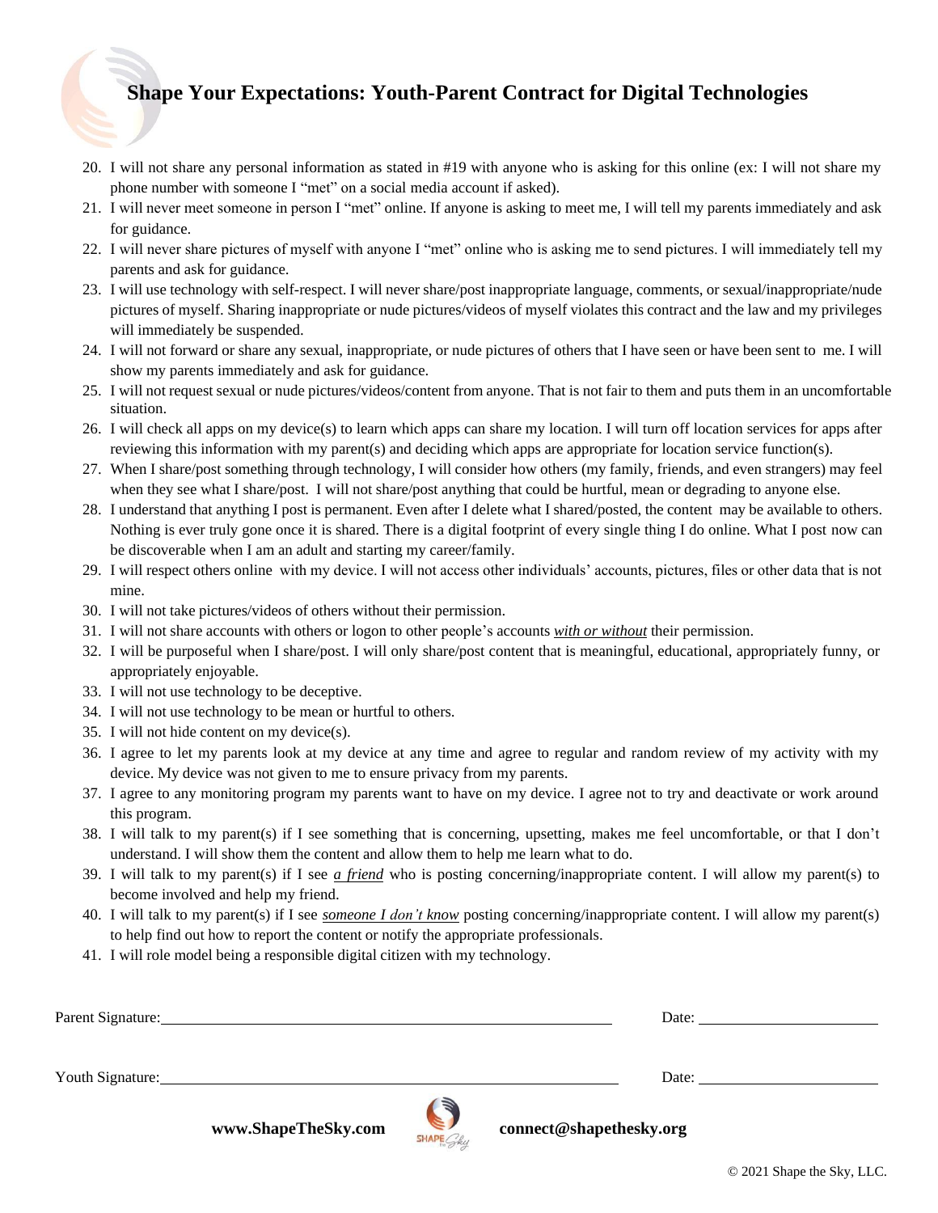# Shape Your Expectations: Youth-Parent Contract for Digital Technologies

20. I will not share any personal information as stated in #19 with anyone who is asking for this online (ex: I will not share my phone number with someone I "met" on a social media account if asked).
21. I will never meet someone in person I "met" online. If anyone is asking to meet me, I will tell my parents immediately and ask for guidance.
22. I will never share pictures of myself with anyone I "met" online who is asking me to send pictures. I will immediately tell my parents and ask for guidance.
23. I will use technology with self-respect. I will never share/post inappropriate language, comments, or sexual/inappropriate/nude pictures of myself. Sharing inappropriate or nude pictures/videos of myself violates this contract and the law and my privileges will immediately be suspended.
24. I will not forward or share any sexual, inappropriate, or nude pictures of others that I have seen or have been sent to me. I will show my parents immediately and ask for guidance.
25. I will not request sexual or nude pictures/videos/content from anyone. That is not fair to them and puts them in an uncomfortable situation.
26. I will check all apps on my device(s) to learn which apps can share my location. I will turn off location services for apps after reviewing this information with my parent(s) and deciding which apps are appropriate for location service function(s).
27. When I share/post something through technology, I will consider how others (my family, friends, and even strangers) may feel when they see what I share/post. I will not share/post anything that could be hurtful, mean or degrading to anyone else.
28. I understand that anything I post is permanent. Even after I delete what I shared/posted, the content may be available to others. Nothing is ever truly gone once it is shared. There is a digital footprint of every single thing I do online. What I post now can be discoverable when I am an adult and starting my career/family.
29. I will respect others online with my device. I will not access other individuals' accounts, pictures, files or other data that is not mine.
30. I will not take pictures/videos of others without their permission.
31. I will not share accounts with others or logon to other people's accounts ***with or without*** their permission.
32. I will be purposeful when I share/post. I will only share/post content that is meaningful, educational, appropriately funny, or appropriately enjoyable.
33. I will not use technology to be deceptive.
34. I will not use technology to be mean or hurtful to others.
35. I will not hide content on my device(s).
36. I agree to let my parents look at my device at any time and agree to regular and random review of my activity with my device. My device was not given to me to ensure privacy from my parents.
37. I agree to any monitoring program my parents want to have on my device. I agree not to try and deactivate or work around this program.
38. I will talk to my parent(s) if I see something that is concerning, upsetting, makes me feel uncomfortable, or that I don't understand. I will show them the content and allow them to help me learn what to do.
39. I will talk to my parent(s) if I see *a friend* who is posting concerning/inappropriate content. I will allow my parent(s) to become involved and help my friend.
40. I will talk to my parent(s) if I see *someone I don't know* posting concerning/inappropriate content. I will allow my parent(s) to help find out how to report the content or notify the appropriate professionals.
41. I will role model being a responsible digital citizen with my technology.

Parent Signature:______________________________ Date: ______________

Youth Signature:______________________________ Date: ______________

**www.ShapeTheSky.com** **connect@shapethesky.org**

© 2021 Shape the Sky, LLC.